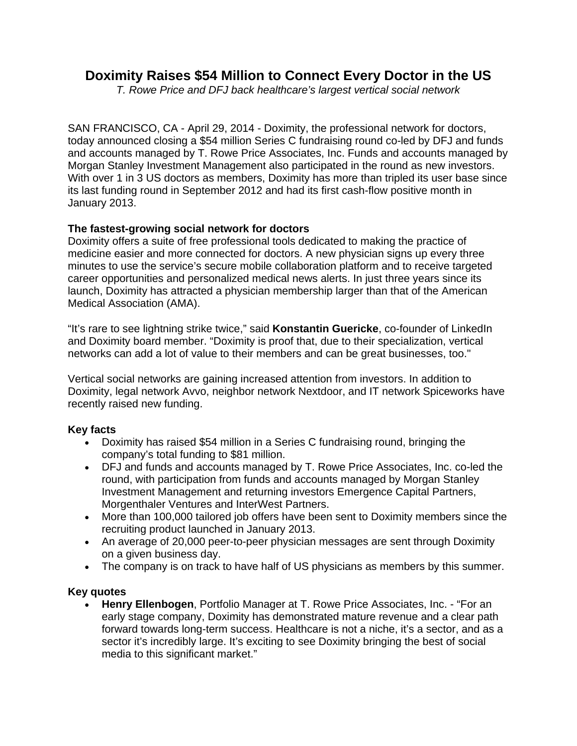# Doximity Raises $54 Million to Connect Every Doctor in the US

*T. Rowe Price and DFJ back healthcare's largest vertical social network*

SAN FRANCISCO, CA - April 29, 2014 - Doximity, the professional network for doctors, today announced closing a $54 million Series C fundraising round co-led by DFJ and funds and accounts managed by T. Rowe Price Associates, Inc. Funds and accounts managed by Morgan Stanley Investment Management also participated in the round as new investors. With over 1 in 3 US doctors as members, Doximity has more than tripled its user base since its last funding round in September 2012 and had its first cash-flow positive month in January 2013.

**The fastest-growing social network for doctors**

Doximity offers a suite of free professional tools dedicated to making the practice of medicine easier and more connected for doctors. A new physician signs up every three minutes to use the service's secure mobile collaboration platform and to receive targeted career opportunities and personalized medical news alerts. In just three years since its launch, Doximity has attracted a physician membership larger than that of the American Medical Association (AMA).

"It's rare to see lightning strike twice," said **Konstantin Guericke**, co-founder of LinkedIn and Doximity board member. "Doximity is proof that, due to their specialization, vertical networks can add a lot of value to their members and can be great businesses, too."

Vertical social networks are gaining increased attention from investors. In addition to Doximity, legal network Avvo, neighbor network Nextdoor, and IT network Spiceworks have recently raised new funding.

**Key facts**

- Doximity has raised $54 million in a Series C fundraising round, bringing the company's total funding to $81 million.
- DFJ and funds and accounts managed by T. Rowe Price Associates, Inc. co-led the round, with participation from funds and accounts managed by Morgan Stanley Investment Management and returning investors Emergence Capital Partners, Morgenthaler Ventures and InterWest Partners.
- More than 100,000 tailored job offers have been sent to Doximity members since the recruiting product launched in January 2013.
- An average of 20,000 peer-to-peer physician messages are sent through Doximity on a given business day.
- The company is on track to have half of US physicians as members by this summer.

**Key quotes**

- **Henry Ellenbogen**, Portfolio Manager at T. Rowe Price Associates, Inc. - "For an early stage company, Doximity has demonstrated mature revenue and a clear path forward towards long-term success. Healthcare is not a niche, it's a sector, and as a sector it's incredibly large. It's exciting to see Doximity bringing the best of social media to this significant market."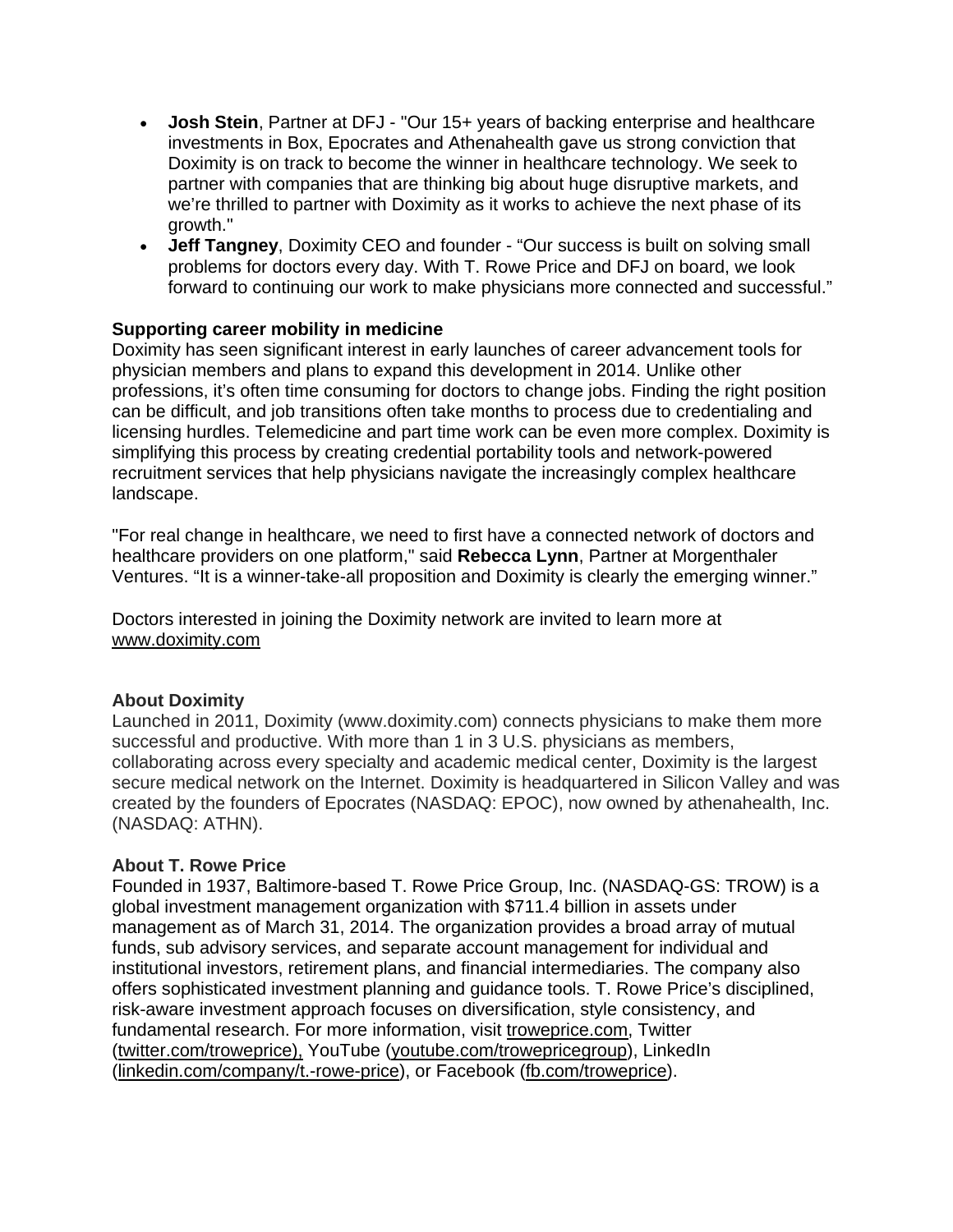- **Josh Stein**, Partner at DFJ - "Our 15+ years of backing enterprise and healthcare investments in Box, Epocrates and Athenahealth gave us strong conviction that Doximity is on track to become the winner in healthcare technology. We seek to partner with companies that are thinking big about huge disruptive markets, and we're thrilled to partner with Doximity as it works to achieve the next phase of its growth."
- **Jeff Tangney**, Doximity CEO and founder - "Our success is built on solving small problems for doctors every day. With T. Rowe Price and DFJ on board, we look forward to continuing our work to make physicians more connected and successful."

**Supporting career mobility in medicine**

Doximity has seen significant interest in early launches of career advancement tools for physician members and plans to expand this development in 2014. Unlike other professions, it's often time consuming for doctors to change jobs. Finding the right position can be difficult, and job transitions often take months to process due to credentialing and licensing hurdles. Telemedicine and part time work can be even more complex. Doximity is simplifying this process by creating credential portability tools and network-powered recruitment services that help physicians navigate the increasingly complex healthcare landscape.

"For real change in healthcare, we need to first have a connected network of doctors and healthcare providers on one platform," said **Rebecca Lynn**, Partner at Morgenthaler Ventures. "It is a winner-take-all proposition and Doximity is clearly the emerging winner."

Doctors interested in joining the Doximity network are invited to learn more at www.doximity.com

**About Doximity**

Launched in 2011, Doximity (www.doximity.com) connects physicians to make them more successful and productive. With more than 1 in 3 U.S. physicians as members, collaborating across every specialty and academic medical center, Doximity is the largest secure medical network on the Internet. Doximity is headquartered in Silicon Valley and was created by the founders of Epocrates (NASDAQ: EPOC), now owned by athenahealth, Inc. (NASDAQ: ATHN).

**About T. Rowe Price**

Founded in 1937, Baltimore-based T. Rowe Price Group, Inc. (NASDAQ-GS: TROW) is a global investment management organization with $711.4 billion in assets under management as of March 31, 2014. The organization provides a broad array of mutual funds, sub advisory services, and separate account management for individual and institutional investors, retirement plans, and financial intermediaries. The company also offers sophisticated investment planning and guidance tools. T. Rowe Price's disciplined, risk-aware investment approach focuses on diversification, style consistency, and fundamental research. For more information, visit troweprice.com, Twitter (twitter.com/troweprice), YouTube (youtube.com/trowepricegroup), LinkedIn (linkedin.com/company/t.-rowe-price), or Facebook (fb.com/troweprice).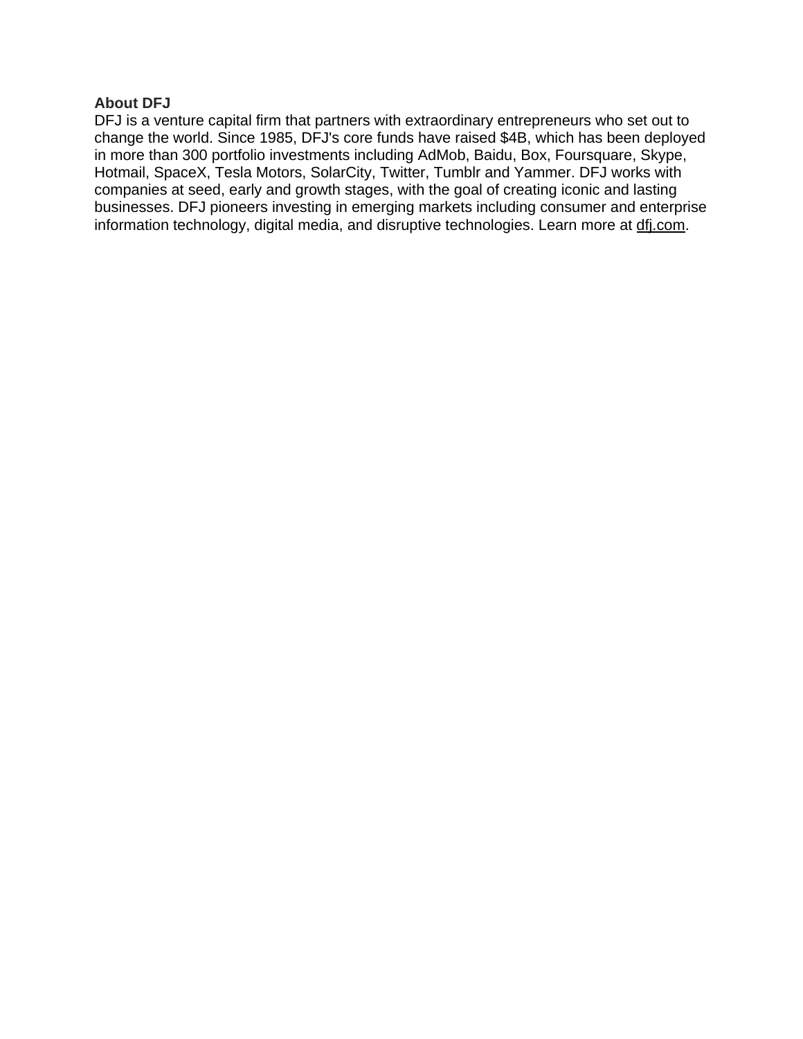**About DFJ**

DFJ is a venture capital firm that partners with extraordinary entrepreneurs who set out to change the world. Since 1985, DFJ's core funds have raised $4B, which has been deployed in more than 300 portfolio investments including AdMob, Baidu, Box, Foursquare, Skype, Hotmail, SpaceX, Tesla Motors, SolarCity, Twitter, Tumblr and Yammer. DFJ works with companies at seed, early and growth stages, with the goal of creating iconic and lasting businesses. DFJ pioneers investing in emerging markets including consumer and enterprise information technology, digital media, and disruptive technologies. Learn more at dfj.com.